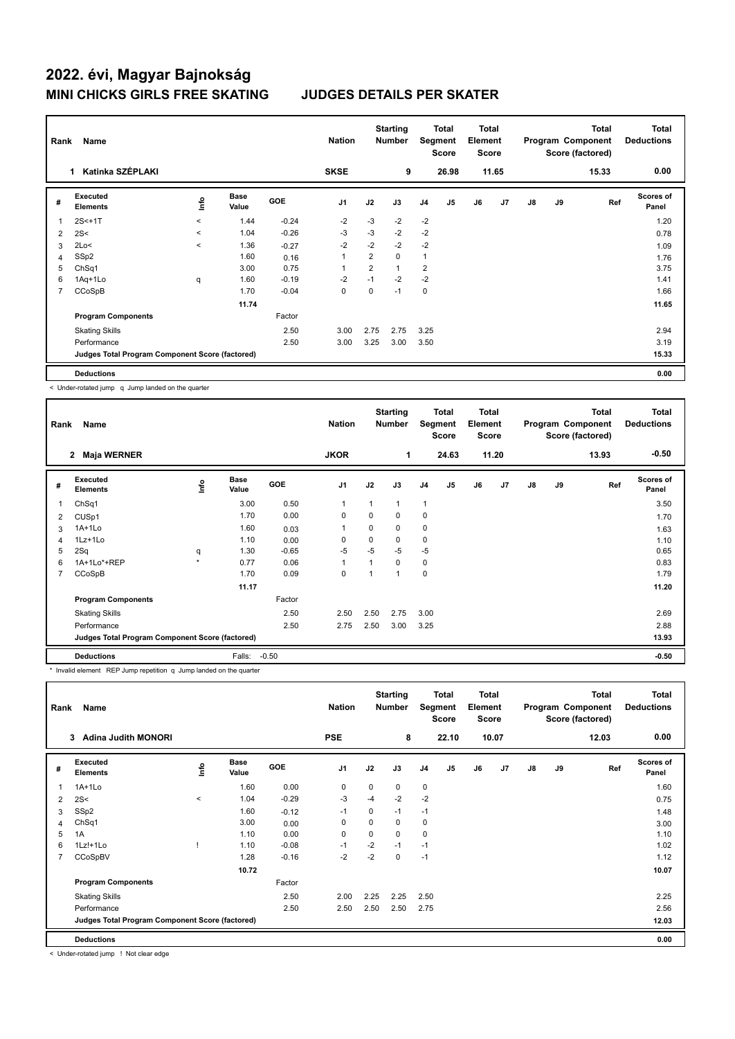# 2022. évi, Magyar Bajnokság

## MINI CHICKS GIRLS FREE SKATING — JUDGES DETAILS PER SKATER

| Rank | Name | Nation | Starting Number | Total Segment Score | Total Element Score | Total Program Component Score (factored) | Total Deductions |
|---|---|---|---|---|---|---|---|
| 1 | Katinka SZÉPLAKI | SKSE | 9 | 26.98 | 11.65 | 15.33 | 0.00 |

| # | Executed Elements | Info | Base Value | GOE | J1 | J2 | J3 | J4 | J5 | J6 | J7 | J8 | J9 | Ref | Scores of Panel |
|---|---|---|---|---|---|---|---|---|---|---|---|---|---|---|---|
| 1 | 2S<+1T | < | 1.44 | -0.24 | -2 | -3 | -2 | -2 | | | | | | | 1.20 |
| 2 | 2S< | < | 1.04 | -0.26 | -3 | -3 | -2 | -2 | | | | | | | 0.78 |
| 3 | 2Lo< | < | 1.36 | -0.27 | -2 | -2 | -2 | -2 | | | | | | | 1.09 |
| 4 | SSp2 | | 1.60 | 0.16 | 1 | 2 | 0 | 1 | | | | | | | 1.76 |
| 5 | ChSq1 | | 3.00 | 0.75 | 1 | 2 | 1 | 2 | | | | | | | 3.75 |
| 6 | 1Aq+1Lo | q | 1.60 | -0.19 | -2 | -1 | -2 | -2 | | | | | | | 1.41 |
| 7 | CCoSpB | | 1.70 | -0.04 | 0 | 0 | -1 | 0 | | | | | | | 1.66 |
| | | | 11.74 | | | | | | | | | | | | 11.65 |
| | **Program Components** | | | Factor | | | | | | | | | | | |
| | Skating Skills | | | 2.50 | 3.00 | 2.75 | 2.75 | 3.25 | | | | | | | 2.94 |
| | Performance | | | 2.50 | 3.00 | 3.25 | 3.00 | 3.50 | | | | | | | 3.19 |
| | **Judges Total Program Component Score (factored)** | | | | | | | | | | | | | | 15.33 |
| | **Deductions** | | | | | | | | | | | | | | 0.00 |

< Under-rotated jump q Jump landed on the quarter

| Rank | Name | Nation | Starting Number | Total Segment Score | Total Element Score | Total Program Component Score (factored) | Total Deductions |
|---|---|---|---|---|---|---|---|
| 2 | Maja WERNER | JKOR | 1 | 24.63 | 11.20 | 13.93 | -0.50 |

| # | Executed Elements | Info | Base Value | GOE | J1 | J2 | J3 | J4 | J5 | J6 | J7 | J8 | J9 | Ref | Scores of Panel |
|---|---|---|---|---|---|---|---|---|---|---|---|---|---|---|---|
| 1 | ChSq1 | | 3.00 | 0.50 | 1 | 1 | 1 | 1 | | | | | | | 3.50 |
| 2 | CUSp1 | | 1.70 | 0.00 | 0 | 0 | 0 | 0 | | | | | | | 1.70 |
| 3 | 1A+1Lo | | 1.60 | 0.03 | 1 | 0 | 0 | 0 | | | | | | | 1.63 |
| 4 | 1Lz+1Lo | | 1.10 | 0.00 | 0 | 0 | 0 | 0 | | | | | | | 1.10 |
| 5 | 2Sq | q | 1.30 | -0.65 | -5 | -5 | -5 | -5 | | | | | | | 0.65 |
| 6 | 1A+1Lo*+REP | * | 0.77 | 0.06 | 1 | 1 | 0 | 0 | | | | | | | 0.83 |
| 7 | CCoSpB | | 1.70 | 0.09 | 0 | 1 | 1 | 0 | | | | | | | 1.79 |
| | | | 11.17 | | | | | | | | | | | | 11.20 |
| | **Program Components** | | | Factor | | | | | | | | | | | |
| | Skating Skills | | | 2.50 | 2.50 | 2.50 | 2.75 | 3.00 | | | | | | | 2.69 |
| | Performance | | | 2.50 | 2.75 | 2.50 | 3.00 | 3.25 | | | | | | | 2.88 |
| | **Judges Total Program Component Score (factored)** | | | | | | | | | | | | | | 13.93 |
| | **Deductions** | | Falls: | -0.50 | | | | | | | | | | | -0.50 |

* Invalid element REP Jump repetition q Jump landed on the quarter

| Rank | Name | Nation | Starting Number | Total Segment Score | Total Element Score | Total Program Component Score (factored) | Total Deductions |
|---|---|---|---|---|---|---|---|
| 3 | Adina Judith MONORI | PSE | 8 | 22.10 | 10.07 | 12.03 | 0.00 |

| # | Executed Elements | Info | Base Value | GOE | J1 | J2 | J3 | J4 | J5 | J6 | J7 | J8 | J9 | Ref | Scores of Panel |
|---|---|---|---|---|---|---|---|---|---|---|---|---|---|---|---|
| 1 | 1A+1Lo | | 1.60 | 0.00 | 0 | 0 | 0 | 0 | | | | | | | 1.60 |
| 2 | 2S< | < | 1.04 | -0.29 | -3 | -4 | -2 | -2 | | | | | | | 0.75 |
| 3 | SSp2 | | 1.60 | -0.12 | -1 | 0 | -1 | -1 | | | | | | | 1.48 |
| 4 | ChSq1 | | 3.00 | 0.00 | 0 | 0 | 0 | 0 | | | | | | | 3.00 |
| 5 | 1A | | 1.10 | 0.00 | 0 | 0 | 0 | 0 | | | | | | | 1.10 |
| 6 | 1Lz!+1Lo | ! | 1.10 | -0.08 | -1 | -2 | -1 | -1 | | | | | | | 1.02 |
| 7 | CCoSpBV | | 1.28 | -0.16 | -2 | -2 | 0 | -1 | | | | | | | 1.12 |
| | | | 10.72 | | | | | | | | | | | | 10.07 |
| | **Program Components** | | | Factor | | | | | | | | | | | |
| | Skating Skills | | | 2.50 | 2.00 | 2.25 | 2.25 | 2.50 | | | | | | | 2.25 |
| | Performance | | | 2.50 | 2.50 | 2.50 | 2.50 | 2.75 | | | | | | | 2.56 |
| | **Judges Total Program Component Score (factored)** | | | | | | | | | | | | | | 12.03 |
| | **Deductions** | | | | | | | | | | | | | | 0.00 |

< Under-rotated jump ! Not clear edge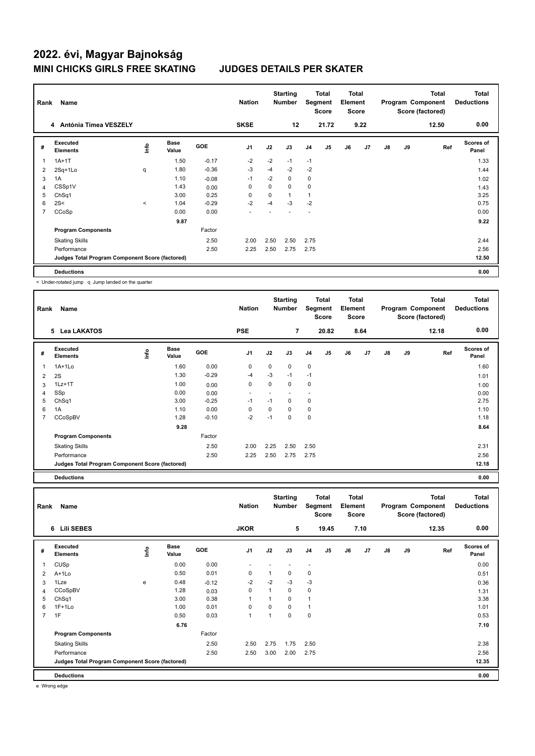# 2022. évi, Magyar Bajnokság

## MINI CHICKS GIRLS FREE SKATING JUDGES DETAILS PER SKATER

| Rank | Name | Nation | Starting Number | Total Segment Score | Total Element Score | Total Program Component Score (factored) | Total Deductions |
|---|---|---|---|---|---|---|---|
| 4 | Antónia Tímea VESZELY | SKSE | 12 | 21.72 | 9.22 | 12.50 | 0.00 |

| # | Executed Elements | Info | Base Value | GOE | J1 | J2 | J3 | J4 | J5 | J6 | J7 | J8 | J9 | Ref | Scores of Panel |
|---|---|---|---|---|---|---|---|---|---|---|---|---|---|---|---|
| 1 | 1A+1T | | 1.50 | -0.17 | -2 | -2 | -1 | -1 | | | | | | | 1.33 |
| 2 | 2Sq+1Lo | q | 1.80 | -0.36 | -3 | -4 | -2 | -2 | | | | | | | 1.44 |
| 3 | 1A | | 1.10 | -0.08 | -1 | -2 | 0 | 0 | | | | | | | 1.02 |
| 4 | CSSp1V | | 1.43 | 0.00 | 0 | 0 | 0 | 0 | | | | | | | 1.43 |
| 5 | ChSq1 | | 3.00 | 0.25 | 0 | 0 | 1 | 1 | | | | | | | 3.25 |
| 6 | 2S< | < | 1.04 | -0.29 | -2 | -4 | -3 | -2 | | | | | | | 0.75 |
| 7 | CCoSp | | 0.00 | 0.00 | - | - | - | - | | | | | | | 0.00 |
| | | | 9.87 | | | | | | | | | | | | 9.22 |
| | **Program Components** | | | Factor | | | | | | | | | | | |
| | Skating Skills | | | 2.50 | 2.00 | 2.50 | 2.50 | 2.75 | | | | | | | 2.44 |
| | Performance | | | 2.50 | 2.25 | 2.50 | 2.75 | 2.75 | | | | | | | 2.56 |
| | **Judges Total Program Component Score (factored)** | | | | | | | | | | | | | | 12.50 |
| | **Deductions** | | | | | | | | | | | | | | 0.00 |

< Under-rotated jump q Jump landed on the quarter

| Rank | Name | Nation | Starting Number | Total Segment Score | Total Element Score | Total Program Component Score (factored) | Total Deductions |
|---|---|---|---|---|---|---|---|
| 5 | Lea LAKATOS | PSE | 7 | 20.82 | 8.64 | 12.18 | 0.00 |

| # | Executed Elements | Info | Base Value | GOE | J1 | J2 | J3 | J4 | J5 | J6 | J7 | J8 | J9 | Ref | Scores of Panel |
|---|---|---|---|---|---|---|---|---|---|---|---|---|---|---|---|
| 1 | 1A+1Lo | | 1.60 | 0.00 | 0 | 0 | 0 | 0 | | | | | | | 1.60 |
| 2 | 2S | | 1.30 | -0.29 | -4 | -3 | -1 | -1 | | | | | | | 1.01 |
| 3 | 1Lz+1T | | 1.00 | 0.00 | 0 | 0 | 0 | 0 | | | | | | | 1.00 |
| 4 | SSp | | 0.00 | 0.00 | - | - | - | - | | | | | | | 0.00 |
| 5 | ChSq1 | | 3.00 | -0.25 | -1 | -1 | 0 | 0 | | | | | | | 2.75 |
| 6 | 1A | | 1.10 | 0.00 | 0 | 0 | 0 | 0 | | | | | | | 1.10 |
| 7 | CCoSpBV | | 1.28 | -0.10 | -2 | -1 | 0 | 0 | | | | | | | 1.18 |
| | | | 9.28 | | | | | | | | | | | | 8.64 |
| | **Program Components** | | | Factor | | | | | | | | | | | |
| | Skating Skills | | | 2.50 | 2.00 | 2.25 | 2.50 | 2.50 | | | | | | | 2.31 |
| | Performance | | | 2.50 | 2.25 | 2.50 | 2.75 | 2.75 | | | | | | | 2.56 |
| | **Judges Total Program Component Score (factored)** | | | | | | | | | | | | | | 12.18 |
| | **Deductions** | | | | | | | | | | | | | | 0.00 |

| Rank | Name | Nation | Starting Number | Total Segment Score | Total Element Score | Total Program Component Score (factored) | Total Deductions |
|---|---|---|---|---|---|---|---|
| 6 | Lili SEBES | JKOR | 5 | 19.45 | 7.10 | 12.35 | 0.00 |

| # | Executed Elements | Info | Base Value | GOE | J1 | J2 | J3 | J4 | J5 | J6 | J7 | J8 | J9 | Ref | Scores of Panel |
|---|---|---|---|---|---|---|---|---|---|---|---|---|---|---|---|
| 1 | CUSp | | 0.00 | 0.00 | - | - | - | - | | | | | | | 0.00 |
| 2 | A+1Lo | | 0.50 | 0.01 | 0 | 1 | 0 | 0 | | | | | | | 0.51 |
| 3 | 1Lze | e | 0.48 | -0.12 | -2 | -2 | -3 | -3 | | | | | | | 0.36 |
| 4 | CCoSpBV | | 1.28 | 0.03 | 0 | 1 | 0 | 0 | | | | | | | 1.31 |
| 5 | ChSq1 | | 3.00 | 0.38 | 1 | 1 | 0 | 1 | | | | | | | 3.38 |
| 6 | 1F+1Lo | | 1.00 | 0.01 | 0 | 0 | 0 | 1 | | | | | | | 1.01 |
| 7 | 1F | | 0.50 | 0.03 | 1 | 1 | 0 | 0 | | | | | | | 0.53 |
| | | | 6.76 | | | | | | | | | | | | 7.10 |
| | **Program Components** | | | Factor | | | | | | | | | | | |
| | Skating Skills | | | 2.50 | 2.50 | 2.75 | 1.75 | 2.50 | | | | | | | 2.38 |
| | Performance | | | 2.50 | 2.50 | 3.00 | 2.00 | 2.75 | | | | | | | 2.56 |
| | **Judges Total Program Component Score (factored)** | | | | | | | | | | | | | | 12.35 |
| | **Deductions** | | | | | | | | | | | | | | 0.00 |

e Wrong edge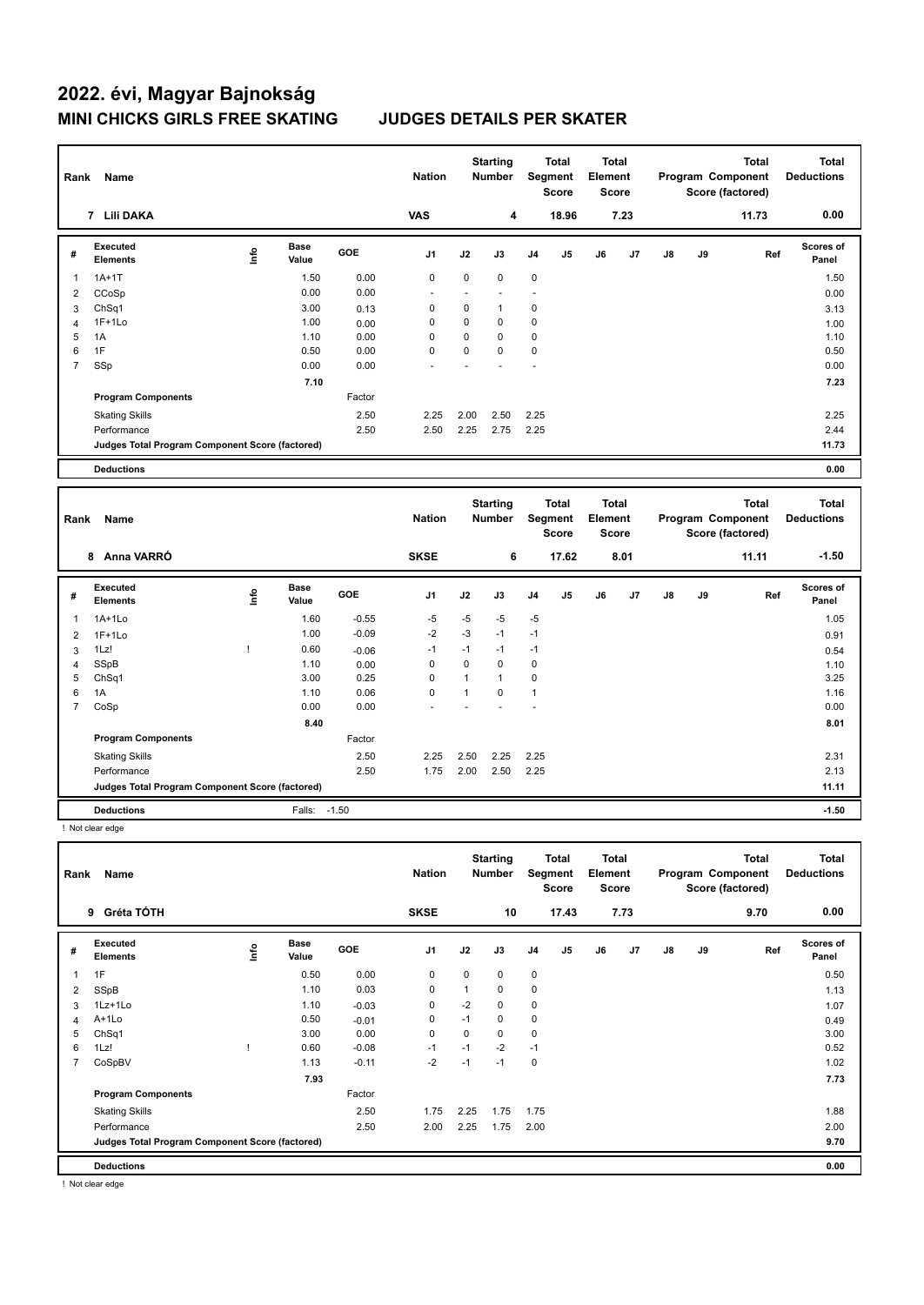# 2022. évi, Magyar Bajnokság

## MINI CHICKS GIRLS FREE SKATING JUDGES DETAILS PER SKATER

| Rank | Name | Nation | Starting Number | Total Segment Score | Total Element Score | Total Program Component Score (factored) | Total Deductions |
|---|---|---|---|---|---|---|---|
| 7 | Lili DAKA | VAS | 4 | 18.96 | 7.23 | 11.73 | 0.00 |

| # | Executed Elements | Info | Base Value | GOE | J1 | J2 | J3 | J4 | J5 | J6 | J7 | J8 | J9 | Ref | Scores of Panel |
|---|---|---|---|---|---|---|---|---|---|---|---|---|---|---|---|
| 1 | 1A+1T | | 1.50 | 0.00 | 0 | 0 | 0 | 0 | | | | | | | 1.50 |
| 2 | CCoSp | | 0.00 | 0.00 | - | - | - | - | | | | | | | 0.00 |
| 3 | ChSq1 | | 3.00 | 0.13 | 0 | 0 | 1 | 0 | | | | | | | 3.13 |
| 4 | 1F+1Lo | | 1.00 | 0.00 | 0 | 0 | 0 | 0 | | | | | | | 1.00 |
| 5 | 1A | | 1.10 | 0.00 | 0 | 0 | 0 | 0 | | | | | | | 1.10 |
| 6 | 1F | | 0.50 | 0.00 | 0 | 0 | 0 | 0 | | | | | | | 0.50 |
| 7 | SSp | | 0.00 | 0.00 | - | - | - | - | | | | | | | 0.00 |
| | | | 7.10 | | | | | | | | | | | | 7.23 |
| | Program Components | | | Factor | | | | | | | | | | | |
| | Skating Skills | | | 2.50 | 2.25 | 2.00 | 2.50 | 2.25 | | | | | | | 2.25 |
| | Performance | | | 2.50 | 2.50 | 2.25 | 2.75 | 2.25 | | | | | | | 2.44 |
| | Judges Total Program Component Score (factored) | | | | | | | | | | | | | | 11.73 |
| | Deductions | | | | | | | | | | | | | | 0.00 |

| Rank | Name | Nation | Starting Number | Total Segment Score | Total Element Score | Total Program Component Score (factored) | Total Deductions |
|---|---|---|---|---|---|---|---|
| 8 | Anna VARRÓ | SKSE | 6 | 17.62 | 8.01 | 11.11 | -1.50 |

| # | Executed Elements | Info | Base Value | GOE | J1 | J2 | J3 | J4 | J5 | J6 | J7 | J8 | J9 | Ref | Scores of Panel |
|---|---|---|---|---|---|---|---|---|---|---|---|---|---|---|---|
| 1 | 1A+1Lo | | 1.60 | -0.55 | -5 | -5 | -5 | -5 | | | | | | | 1.05 |
| 2 | 1F+1Lo | | 1.00 | -0.09 | -2 | -3 | -1 | -1 | | | | | | | 0.91 |
| 3 | 1Lz! | ! | 0.60 | -0.06 | -1 | -1 | -1 | -1 | | | | | | | 0.54 |
| 4 | SSpB | | 1.10 | 0.00 | 0 | 0 | 0 | 0 | | | | | | | 1.10 |
| 5 | ChSq1 | | 3.00 | 0.25 | 0 | 1 | 1 | 0 | | | | | | | 3.25 |
| 6 | 1A | | 1.10 | 0.06 | 0 | 1 | 0 | 1 | | | | | | | 1.16 |
| 7 | CoSp | | 0.00 | 0.00 | - | - | - | - | | | | | | | 0.00 |
| | | | 8.40 | | | | | | | | | | | | 8.01 |
| | Program Components | | | Factor | | | | | | | | | | | |
| | Skating Skills | | | 2.50 | 2.25 | 2.50 | 2.25 | 2.25 | | | | | | | 2.31 |
| | Performance | | | 2.50 | 1.75 | 2.00 | 2.50 | 2.25 | | | | | | | 2.13 |
| | Judges Total Program Component Score (factored) | | | | | | | | | | | | | | 11.11 |
| | Deductions | | Falls: | -1.50 | | | | | | | | | | | -1.50 |

! Not clear edge

| Rank | Name | Nation | Starting Number | Total Segment Score | Total Element Score | Total Program Component Score (factored) | Total Deductions |
|---|---|---|---|---|---|---|---|
| 9 | Gréta TÓTH | SKSE | 10 | 17.43 | 7.73 | 9.70 | 0.00 |

| # | Executed Elements | Info | Base Value | GOE | J1 | J2 | J3 | J4 | J5 | J6 | J7 | J8 | J9 | Ref | Scores of Panel |
|---|---|---|---|---|---|---|---|---|---|---|---|---|---|---|---|
| 1 | 1F | | 0.50 | 0.00 | 0 | 0 | 0 | 0 | | | | | | | 0.50 |
| 2 | SSpB | | 1.10 | 0.03 | 0 | 1 | 0 | 0 | | | | | | | 1.13 |
| 3 | 1Lz+1Lo | | 1.10 | -0.03 | 0 | -2 | 0 | 0 | | | | | | | 1.07 |
| 4 | A+1Lo | | 0.50 | -0.01 | 0 | -1 | 0 | 0 | | | | | | | 0.49 |
| 5 | ChSq1 | | 3.00 | 0.00 | 0 | 0 | 0 | 0 | | | | | | | 3.00 |
| 6 | 1Lz! | ! | 0.60 | -0.08 | -1 | -1 | -2 | -1 | | | | | | | 0.52 |
| 7 | CoSpBV | | 1.13 | -0.11 | -2 | -1 | -1 | 0 | | | | | | | 1.02 |
| | | | 7.93 | | | | | | | | | | | | 7.73 |
| | Program Components | | | Factor | | | | | | | | | | | |
| | Skating Skills | | | 2.50 | 1.75 | 2.25 | 1.75 | 1.75 | | | | | | | 1.88 |
| | Performance | | | 2.50 | 2.00 | 2.25 | 1.75 | 2.00 | | | | | | | 2.00 |
| | Judges Total Program Component Score (factored) | | | | | | | | | | | | | | 9.70 |
| | Deductions | | | | | | | | | | | | | | 0.00 |

! Not clear edge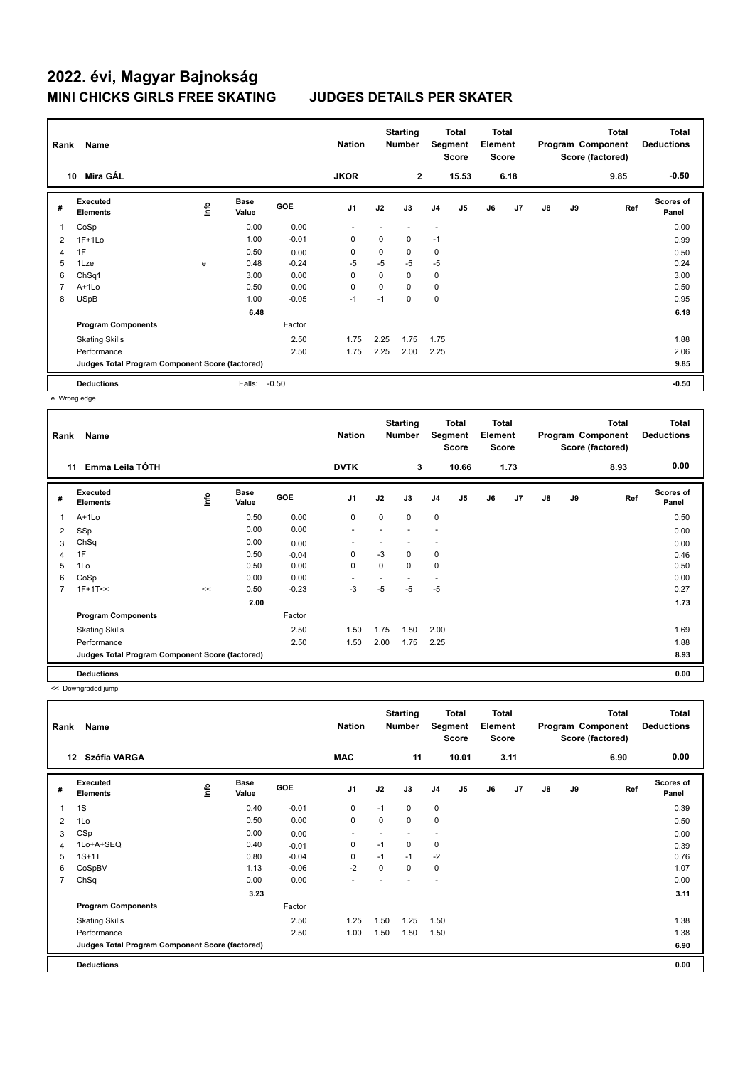# 2022. évi, Magyar Bajnokság

## MINI CHICKS GIRLS FREE SKATING　　JUDGES DETAILS PER SKATER

| Rank | Name | Nation | Starting Number | Total Segment Score | Total Element Score | Total Program Component Score (factored) | Total Deductions |
|---|---|---|---|---|---|---|---|
| 10 | Mira GÁL | JKOR | 2 | 15.53 | 6.18 | 9.85 | -0.50 |

| # | Executed Elements | Info | Base Value | GOE | J1 | J2 | J3 | J4 | J5 | J6 | J7 | J8 | J9 | Ref | Scores of Panel |
|---|---|---|---|---|---|---|---|---|---|---|---|---|---|---|---|
| 1 | CoSp | | 0.00 | 0.00 | - | - | - | - | | | | | | | 0.00 |
| 2 | 1F+1Lo | | 1.00 | -0.01 | 0 | 0 | 0 | -1 | | | | | | | 0.99 |
| 4 | 1F | | 0.50 | 0.00 | 0 | 0 | 0 | 0 | | | | | | | 0.50 |
| 5 | 1Lze | e | 0.48 | -0.24 | -5 | -5 | -5 | -5 | | | | | | | 0.24 |
| 6 | ChSq1 | | 3.00 | 0.00 | 0 | 0 | 0 | 0 | | | | | | | 3.00 |
| 7 | A+1Lo | | 0.50 | 0.00 | 0 | 0 | 0 | 0 | | | | | | | 0.50 |
| 8 | USpB | | 1.00 | -0.05 | -1 | -1 | 0 | 0 | | | | | | | 0.95 |
| | | | 6.48 | | | | | | | | | | | | 6.18 |
| | **Program Components** | | | Factor | | | | | | | | | | | |
| | Skating Skills | | | 2.50 | 1.75 | 2.25 | 1.75 | 1.75 | | | | | | | 1.88 |
| | Performance | | | 2.50 | 1.75 | 2.25 | 2.00 | 2.25 | | | | | | | 2.06 |
| | **Judges Total Program Component Score (factored)** | | | | | | | | | | | | | | 9.85 |
| | **Deductions** | | Falls: | -0.50 | | | | | | | | | | | -0.50 |

e Wrong edge

| Rank | Name | Nation | Starting Number | Total Segment Score | Total Element Score | Total Program Component Score (factored) | Total Deductions |
|---|---|---|---|---|---|---|---|
| 11 | Emma Leila TÓTH | DVTK | 3 | 10.66 | 1.73 | 8.93 | 0.00 |

| # | Executed Elements | Info | Base Value | GOE | J1 | J2 | J3 | J4 | J5 | J6 | J7 | J8 | J9 | Ref | Scores of Panel |
|---|---|---|---|---|---|---|---|---|---|---|---|---|---|---|---|
| 1 | A+1Lo | | 0.50 | 0.00 | 0 | 0 | 0 | 0 | | | | | | | 0.50 |
| 2 | SSp | | 0.00 | 0.00 | - | - | - | - | | | | | | | 0.00 |
| 3 | ChSq | | 0.00 | 0.00 | - | - | - | - | | | | | | | 0.00 |
| 4 | 1F | | 0.50 | -0.04 | 0 | -3 | 0 | 0 | | | | | | | 0.46 |
| 5 | 1Lo | | 0.50 | 0.00 | 0 | 0 | 0 | 0 | | | | | | | 0.50 |
| 6 | CoSp | | 0.00 | 0.00 | - | - | - | - | | | | | | | 0.00 |
| 7 | 1F+1T<< | << | 0.50 | -0.23 | -3 | -5 | -5 | -5 | | | | | | | 0.27 |
| | | | 2.00 | | | | | | | | | | | | 1.73 |
| | **Program Components** | | | Factor | | | | | | | | | | | |
| | Skating Skills | | | 2.50 | 1.50 | 1.75 | 1.50 | 2.00 | | | | | | | 1.69 |
| | Performance | | | 2.50 | 1.50 | 2.00 | 1.75 | 2.25 | | | | | | | 1.88 |
| | **Judges Total Program Component Score (factored)** | | | | | | | | | | | | | | 8.93 |
| | **Deductions** | | | | | | | | | | | | | | 0.00 |

<< Downgraded jump

| Rank | Name | Nation | Starting Number | Total Segment Score | Total Element Score | Total Program Component Score (factored) | Total Deductions |
|---|---|---|---|---|---|---|---|
| 12 | Szófia VARGA | MAC | 11 | 10.01 | 3.11 | 6.90 | 0.00 |

| # | Executed Elements | Info | Base Value | GOE | J1 | J2 | J3 | J4 | J5 | J6 | J7 | J8 | J9 | Ref | Scores of Panel |
|---|---|---|---|---|---|---|---|---|---|---|---|---|---|---|---|
| 1 | 1S | | 0.40 | -0.01 | 0 | -1 | 0 | 0 | | | | | | | 0.39 |
| 2 | 1Lo | | 0.50 | 0.00 | 0 | 0 | 0 | 0 | | | | | | | 0.50 |
| 3 | CSp | | 0.00 | 0.00 | - | - | - | - | | | | | | | 0.00 |
| 4 | 1Lo+A+SEQ | | 0.40 | -0.01 | 0 | -1 | 0 | 0 | | | | | | | 0.39 |
| 5 | 1S+1T | | 0.80 | -0.04 | 0 | -1 | -1 | -2 | | | | | | | 0.76 |
| 6 | CoSpBV | | 1.13 | -0.06 | -2 | 0 | 0 | 0 | | | | | | | 1.07 |
| 7 | ChSq | | 0.00 | 0.00 | - | - | - | - | | | | | | | 0.00 |
| | | | 3.23 | | | | | | | | | | | | 3.11 |
| | **Program Components** | | | Factor | | | | | | | | | | | |
| | Skating Skills | | | 2.50 | 1.25 | 1.50 | 1.25 | 1.50 | | | | | | | 1.38 |
| | Performance | | | 2.50 | 1.00 | 1.50 | 1.50 | 1.50 | | | | | | | 1.38 |
| | **Judges Total Program Component Score (factored)** | | | | | | | | | | | | | | 6.90 |
| | **Deductions** | | | | | | | | | | | | | | 0.00 |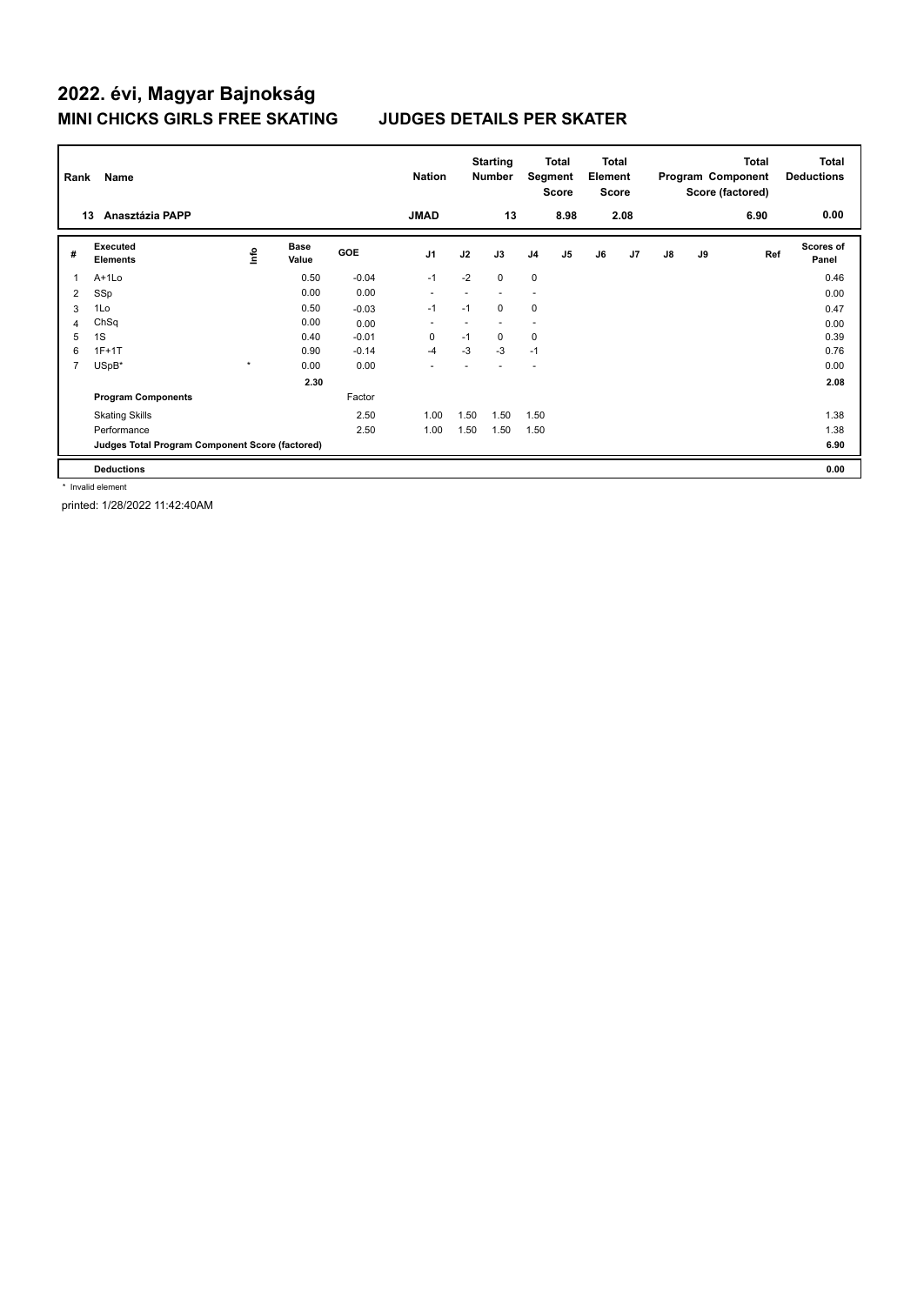# 2022. évi, Magyar Bajnokság

## MINI CHICKS GIRLS FREE SKATING JUDGES DETAILS PER SKATER

| Rank | Name | Nation | Starting Number | Total Segment Score | Total Element Score | Total Program Component Score (factored) | Total Deductions |
|---|---|---|---|---|---|---|---|
| 13 | Anasztázia PAPP | JMAD | 13 | 8.98 | 2.08 | 6.90 | 0.00 |

| # | Executed Elements | Info | Base Value | GOE | J1 | J2 | J3 | J4 | J5 | J6 | J7 | J8 | J9 | Ref | Scores of Panel |
|---|---|---|---|---|---|---|---|---|---|---|---|---|---|---|---|
| 1 | A+1Lo | | 0.50 | -0.04 | -1 | -2 | 0 | 0 | | | | | | | 0.46 |
| 2 | SSp | | 0.00 | 0.00 | - | - | - | - | | | | | | | 0.00 |
| 3 | 1Lo | | 0.50 | -0.03 | -1 | -1 | 0 | 0 | | | | | | | 0.47 |
| 4 | ChSq | | 0.00 | 0.00 | - | - | - | - | | | | | | | 0.00 |
| 5 | 1S | | 0.40 | -0.01 | 0 | -1 | 0 | 0 | | | | | | | 0.39 |
| 6 | 1F+1T | | 0.90 | -0.14 | -4 | -3 | -3 | -1 | | | | | | | 0.76 |
| 7 | USpB* | * | 0.00 | 0.00 | - | - | - | - | | | | | | | 0.00 |
| | | | 2.30 | | | | | | | | | | | | 2.08 |
| | **Program Components** | | | Factor | | | | | | | | | | | |
| | Skating Skills | | | 2.50 | 1.00 | 1.50 | 1.50 | 1.50 | | | | | | | 1.38 |
| | Performance | | | 2.50 | 1.00 | 1.50 | 1.50 | 1.50 | | | | | | | 1.38 |
| | **Judges Total Program Component Score (factored)** | | | | | | | | | | | | | | 6.90 |
| | **Deductions** | | | | | | | | | | | | | | 0.00 |

\* Invalid element

printed: 1/28/2022 11:42:40AM